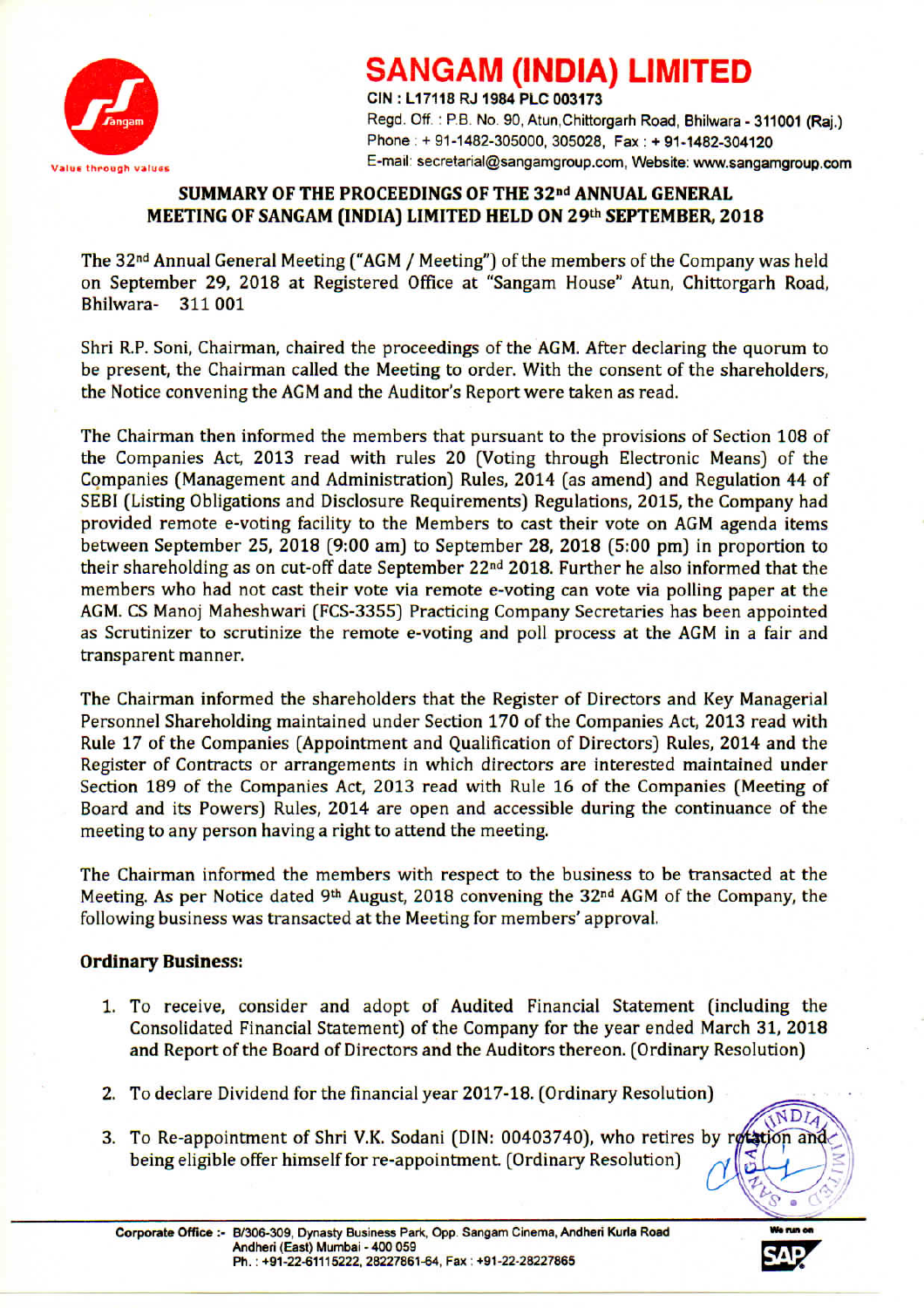# SANGAM (INDIA) LIMITED

CIN : L17118 RJ 1984 PLC 003173
Regd. Off. : P.B. No. 90, Atun,Chittorgarh Road, Bhilwara - 311001 (Raj.)
Phone : + 91-1482-305000, 305028, Fax : + 91-1482-304120
E-mail: secretarial@sangamgroup.com, Website: www.sangamgroup.com

## SUMMARY OF THE PROCEEDINGS OF THE 32nd ANNUAL GENERAL MEETING OF SANGAM (INDIA) LIMITED HELD ON 29th SEPTEMBER, 2018

The 32nd Annual General Meeting ("AGM / Meeting") of the members of the Company was held on September 29, 2018 at Registered Office at "Sangam House" Atun, Chittorgarh Road, Bhilwara- 311 001

Shri R.P. Soni, Chairman, chaired the proceedings of the AGM. After declaring the quorum to be present, the Chairman called the Meeting to order. With the consent of the shareholders, the Notice convening the AGM and the Auditor's Report were taken as read.

The Chairman then informed the members that pursuant to the provisions of Section 108 of the Companies Act, 2013 read with rules 20 (Voting through Electronic Means) of the Companies (Management and Administration) Rules, 2014 (as amend) and Regulation 44 of SEBI (Listing Obligations and Disclosure Requirements) Regulations, 2015, the Company had provided remote e-voting facility to the Members to cast their vote on AGM agenda items between September 25, 2018 (9:00 am) to September 28, 2018 (5:00 pm) in proportion to their shareholding as on cut-off date September 22nd 2018. Further he also informed that the members who had not cast their vote via remote e-voting can vote via polling paper at the AGM. CS Manoj Maheshwari (FCS-3355) Practicing Company Secretaries has been appointed as Scrutinizer to scrutinize the remote e-voting and poll process at the AGM in a fair and transparent manner.

The Chairman informed the shareholders that the Register of Directors and Key Managerial Personnel Shareholding maintained under Section 170 of the Companies Act, 2013 read with Rule 17 of the Companies (Appointment and Qualification of Directors) Rules, 2014 and the Register of Contracts or arrangements in which directors are interested maintained under Section 189 of the Companies Act, 2013 read with Rule 16 of the Companies (Meeting of Board and its Powers) Rules, 2014 are open and accessible during the continuance of the meeting to any person having a right to attend the meeting.

The Chairman informed the members with respect to the business to be transacted at the Meeting. As per Notice dated 9th August, 2018 convening the 32nd AGM of the Company, the following business was transacted at the Meeting for members' approval.

**Ordinary Business:**

1. To receive, consider and adopt of Audited Financial Statement (including the Consolidated Financial Statement) of the Company for the year ended March 31, 2018 and Report of the Board of Directors and the Auditors thereon. (Ordinary Resolution)
2. To declare Dividend for the financial year 2017-18. (Ordinary Resolution)
3. To Re-appointment of Shri V.K. Sodani (DIN: 00403740), who retires by rotation and being eligible offer himself for re-appointment. (Ordinary Resolution)

Corporate Office :- B/306-309, Dynasty Business Park, Opp. Sangam Cinema, Andheri Kurla Road Andheri (East) Mumbai - 400 059
Ph. : +91-22-61115222, 28227861-64, Fax : +91-22-28227865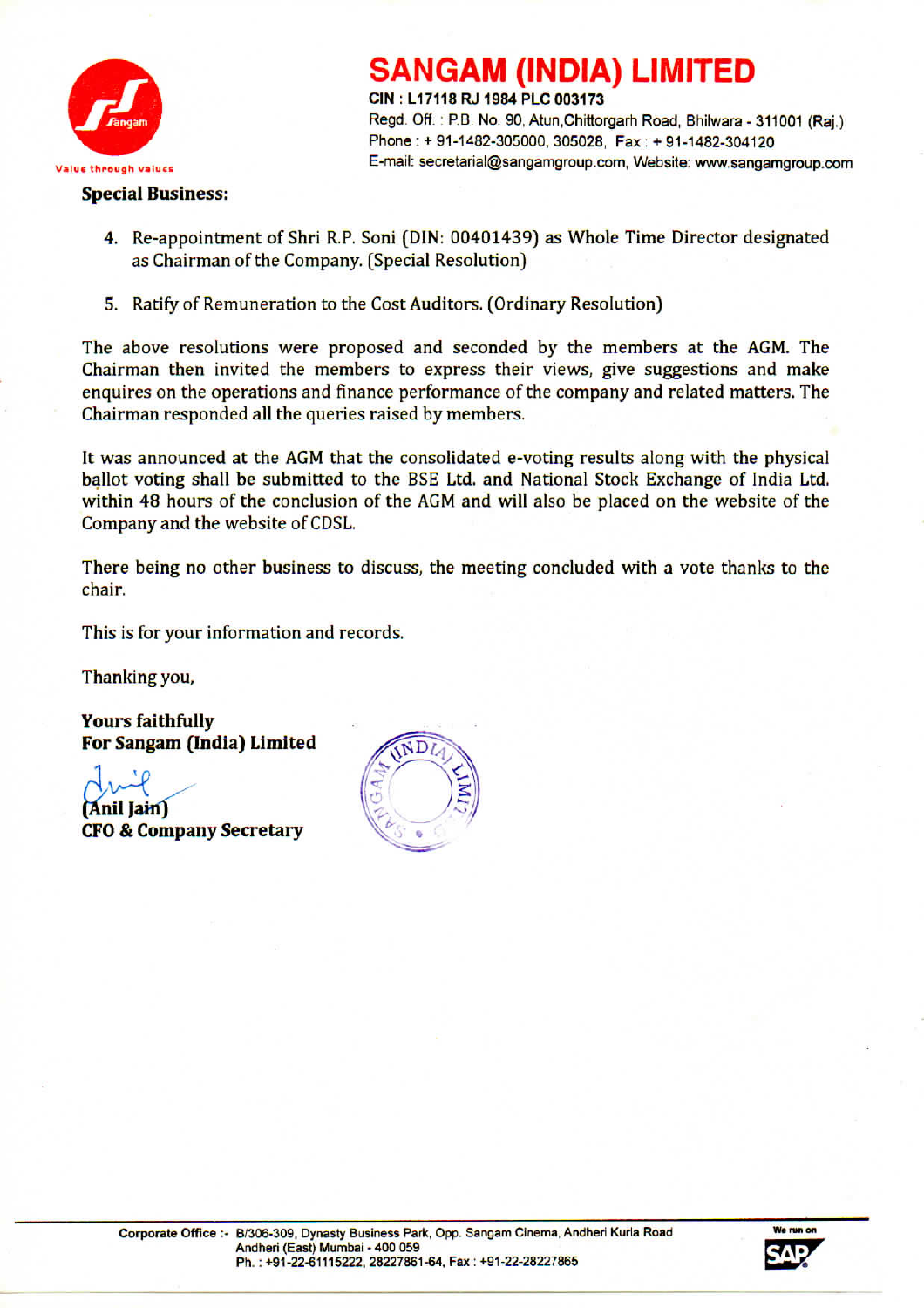**Special Business:**

4. Re-appointment of Shri R.P. Soni (DIN: 00401439) as Whole Time Director designated as Chairman of the Company. (Special Resolution)

5. Ratify of Remuneration to the Cost Auditors. (Ordinary Resolution)

The above resolutions were proposed and seconded by the members at the AGM. The Chairman then invited the members to express their views, give suggestions and make enquires on the operations and finance performance of the company and related matters. The Chairman responded all the queries raised by members.

It was announced at the AGM that the consolidated e-voting results along with the physical ballot voting shall be submitted to the BSE Ltd. and National Stock Exchange of India Ltd. within 48 hours of the conclusion of the AGM and will also be placed on the website of the Company and the website of CDSL.

There being no other business to discuss, the meeting concluded with a vote thanks to the chair.

This is for your information and records.

Thanking you,

**Yours faithfully**
**For Sangam (India) Limited**

**(Anil Jain)**
**CFO & Company Secretary**